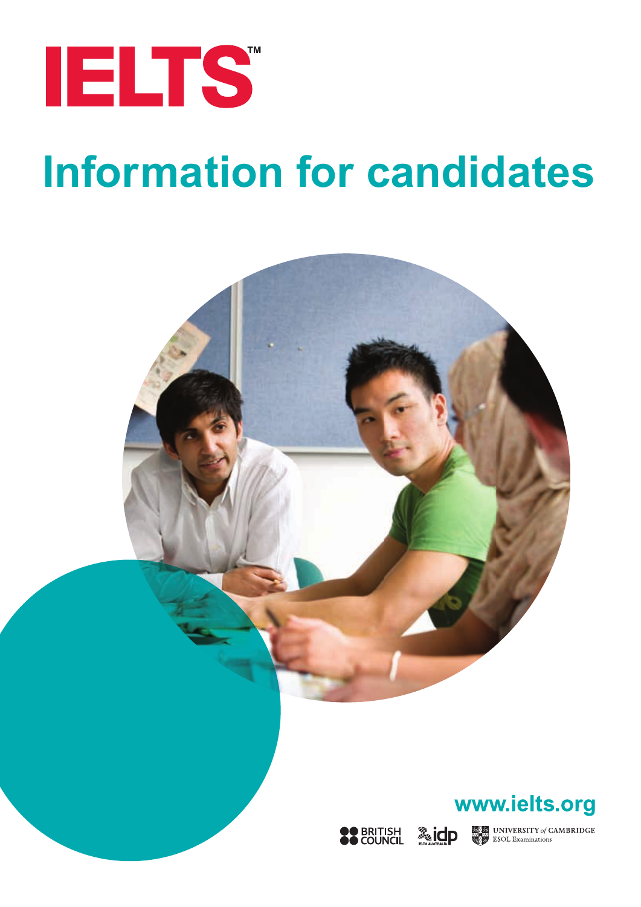# IELTS™

## Information for candidates

www.ielts.org

BRITISH COUNCIL

idp IELTS AUSTRALIA

UNIVERSITY of CAMBRIDGE ESOL Examinations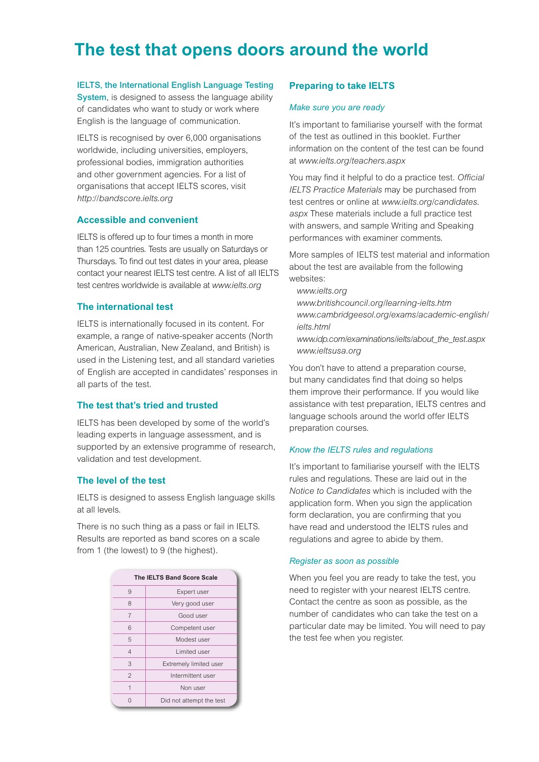# The test that opens doors around the world

**IELTS, the International English Language Testing System**, is designed to assess the language ability of candidates who want to study or work where English is the language of communication.

IELTS is recognised by over 6,000 organisations worldwide, including universities, employers, professional bodies, immigration authorities and other government agencies. For a list of organisations that accept IELTS scores, visit *http://bandscore.ielts.org*

## Accessible and convenient

IELTS is offered up to four times a month in more than 125 countries. Tests are usually on Saturdays or Thursdays. To find out test dates in your area, please contact your nearest IELTS test centre. A list of all IELTS test centres worldwide is available at *www.ielts.org*

## The international test

IELTS is internationally focused in its content. For example, a range of native-speaker accents (North American, Australian, New Zealand, and British) is used in the Listening test, and all standard varieties of English are accepted in candidates' responses in all parts of the test.

## The test that's tried and trusted

IELTS has been developed by some of the world's leading experts in language assessment, and is supported by an extensive programme of research, validation and test development.

## The level of the test

IELTS is designed to assess English language skills at all levels.

There is no such thing as a pass or fail in IELTS. Results are reported as band scores on a scale from 1 (the lowest) to 9 (the highest).

| The IELTS Band Score Scale | |
|---|---|
| 9 | Expert user |
| 8 | Very good user |
| 7 | Good user |
| 6 | Competent user |
| 5 | Modest user |
| 4 | Limited user |
| 3 | Extremely limited user |
| 2 | Intermittent user |
| 1 | Non user |
| 0 | Did not attempt the test |

## Preparing to take IELTS

### *Make sure you are ready*

It's important to familiarise yourself with the format of the test as outlined in this booklet. Further information on the content of the test can be found at *www.ielts.org/teachers.aspx*

You may find it helpful to do a practice test. *Official IELTS Practice Materials* may be purchased from test centres or online at *www.ielts.org/candidates.aspx* These materials include a full practice test with answers, and sample Writing and Speaking performances with examiner comments.

More samples of IELTS test material and information about the test are available from the following websites:

*www.ielts.org*
*www.britishcouncil.org/learning-ielts.htm*
*www.cambridgeesol.org/exams/academic-english/ielts.html*
*www.idp.com/examinations/ielts/about_the_test.aspx*
*www.ieltsusa.org*

You don't have to attend a preparation course, but many candidates find that doing so helps them improve their performance. If you would like assistance with test preparation, IELTS centres and language schools around the world offer IELTS preparation courses.

### *Know the IELTS rules and regulations*

It's important to familiarise yourself with the IELTS rules and regulations. These are laid out in the *Notice to Candidates* which is included with the application form. When you sign the application form declaration, you are confirming that you have read and understood the IELTS rules and regulations and agree to abide by them.

### *Register as soon as possible*

When you feel you are ready to take the test, you need to register with your nearest IELTS centre. Contact the centre as soon as possible, as the number of candidates who can take the test on a particular date may be limited. You will need to pay the test fee when you register.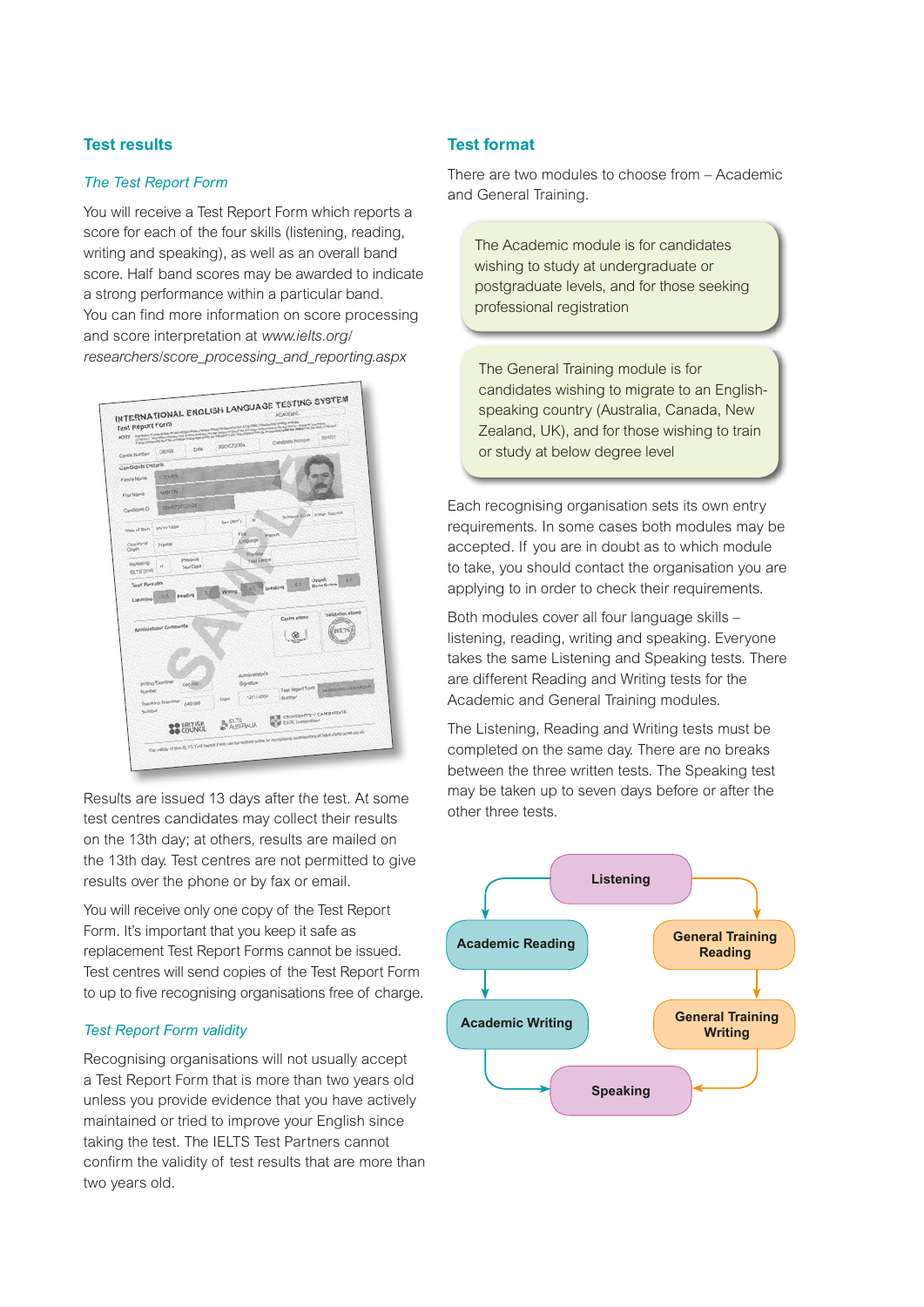## Test results

### *The Test Report Form*

You will receive a Test Report Form which reports a score for each of the four skills (listening, reading, writing and speaking), as well as an overall band score. Half band scores may be awarded to indicate a strong performance within a particular band. You can find more information on score processing and score interpretation at *www.ielts.org/researchers/score_processing_and_reporting.aspx*

Results are issued 13 days after the test. At some test centres candidates may collect their results on the 13th day; at others, results are mailed on the 13th day. Test centres are not permitted to give results over the phone or by fax or email.

You will receive only one copy of the Test Report Form. It's important that you keep it safe as replacement Test Report Forms cannot be issued. Test centres will send copies of the Test Report Form to up to five recognising organisations free of charge.

### *Test Report Form validity*

Recognising organisations will not usually accept a Test Report Form that is more than two years old unless you provide evidence that you have actively maintained or tried to improve your English since taking the test. The IELTS Test Partners cannot confirm the validity of test results that are more than two years old.

## Test format

There are two modules to choose from – Academic and General Training.

The Academic module is for candidates wishing to study at undergraduate or postgraduate levels, and for those seeking professional registration

The General Training module is for candidates wishing to migrate to an English-speaking country (Australia, Canada, New Zealand, UK), and for those wishing to train or study at below degree level

Each recognising organisation sets its own entry requirements. In some cases both modules may be accepted. If you are in doubt as to which module to take, you should contact the organisation you are applying to in order to check their requirements.

Both modules cover all four language skills – listening, reading, writing and speaking. Everyone takes the same Listening and Speaking tests. There are different Reading and Writing tests for the Academic and General Training modules.

The Listening, Reading and Writing tests must be completed on the same day. There are no breaks between the three written tests. The Speaking test may be taken up to seven days before or after the other three tests.

Listening → Academic Reading → Academic Writing → Speaking

Listening → General Training Reading → General Training Writing → Speaking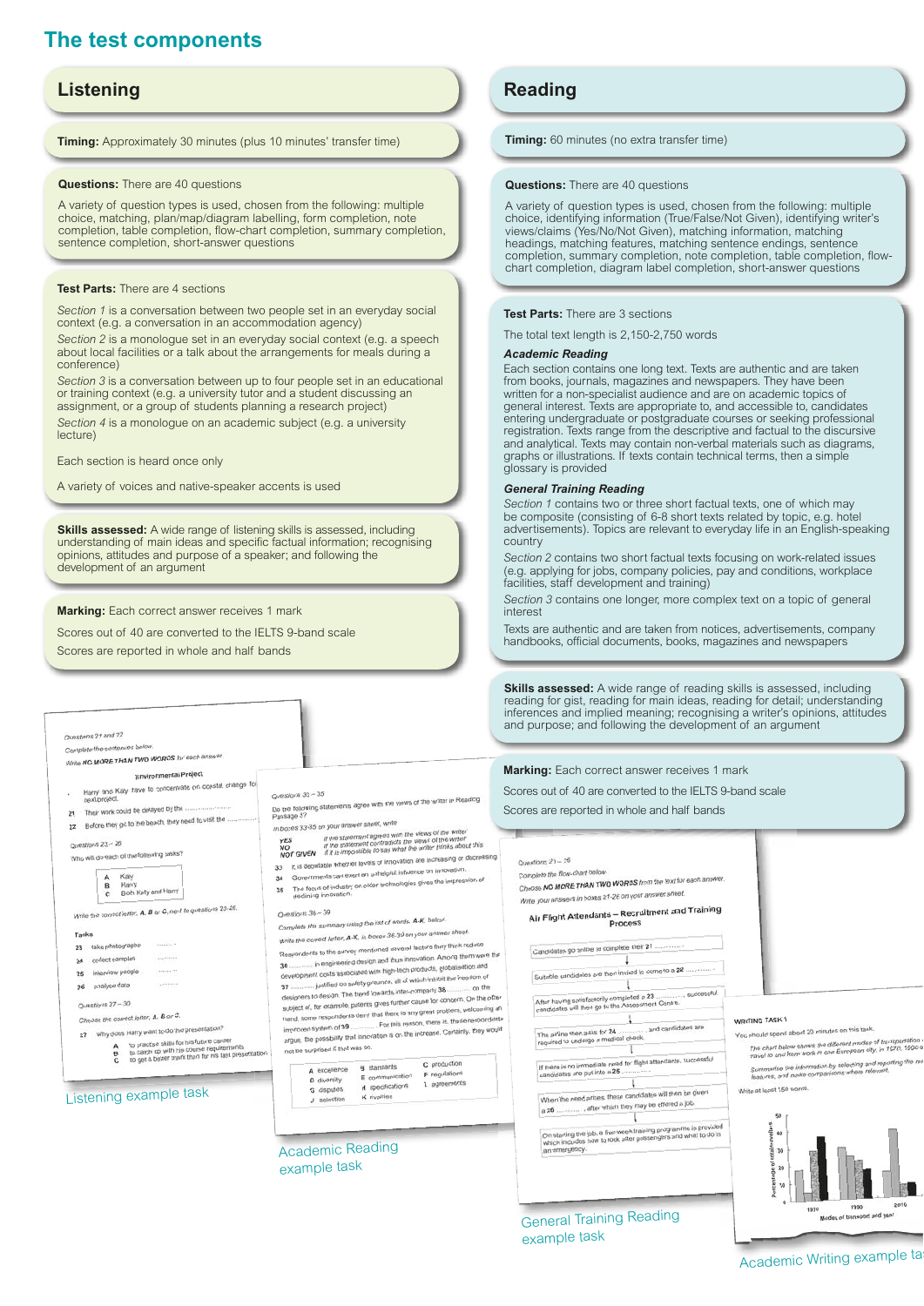# The test components

## Listening

**Timing:** Approximately 30 minutes (plus 10 minutes' transfer time)

**Questions:** There are 40 questions

A variety of question types is used, chosen from the following: multiple choice, matching, plan/map/diagram labelling, form completion, note completion, table completion, flow-chart completion, summary completion, sentence completion, short-answer questions

**Test Parts:** There are 4 sections

*Section 1* is a conversation between two people set in an everyday social context (e.g. a conversation in an accommodation agency)

*Section 2* is a monologue set in an everyday social context (e.g. a speech about local facilities or a talk about the arrangements for meals during a conference)

*Section 3* is a conversation between up to four people set in an educational or training context (e.g. a university tutor and a student discussing an assignment, or a group of students planning a research project)

*Section 4* is a monologue on an academic subject (e.g. a university lecture)

Each section is heard once only

A variety of voices and native-speaker accents is used

**Skills assessed:** A wide range of listening skills is assessed, including understanding of main ideas and specific factual information; recognising opinions, attitudes and purpose of a speaker; and following the development of an argument

**Marking:** Each correct answer receives 1 mark

Scores out of 40 are converted to the IELTS 9-band scale

Scores are reported in whole and half bands

## Reading

**Timing:** 60 minutes (no extra transfer time)

**Questions:** There are 40 questions

A variety of question types is used, chosen from the following: multiple choice, identifying information (True/False/Not Given), identifying writer's views/claims (Yes/No/Not Given), matching information, matching headings, matching features, matching sentence endings, sentence completion, summary completion, note completion, table completion, flow-chart completion, diagram label completion, short-answer questions

**Test Parts:** There are 3 sections

The total text length is 2,150-2,750 words

***Academic Reading***

Each section contains one long text. Texts are authentic and are taken from books, journals, magazines and newspapers. They have been written for a non-specialist audience and are on academic topics of general interest. Texts are appropriate to, and accessible to, candidates entering undergraduate or postgraduate courses or seeking professional registration. Texts range from the descriptive and factual to the discursive and analytical. Texts may contain non-verbal materials such as diagrams, graphs or illustrations. If texts contain technical terms, then a simple glossary is provided

***General Training Reading***

*Section 1* contains two or three short factual texts, one of which may be composite (consisting of 6-8 short texts related by topic, e.g. hotel advertisements). Topics are relevant to everyday life in an English-speaking country

*Section 2* contains two short factual texts focusing on work-related issues (e.g. applying for jobs, company policies, pay and conditions, workplace facilities, staff development and training)

*Section 3* contains one longer, more complex text on a topic of general interest

Texts are authentic and are taken from notices, advertisements, company handbooks, official documents, books, magazines and newspapers

**Skills assessed:** A wide range of reading skills is assessed, including reading for gist, reading for main ideas, reading for detail; understanding inferences and implied meaning; recognising a writer's opinions, attitudes and purpose; and following the development of an argument

**Marking:** Each correct answer receives 1 mark

Scores out of 40 are converted to the IELTS 9-band scale

Scores are reported in whole and half bands

Listening example task

Academic Reading example task

General Training Reading example task

Academic Writing example task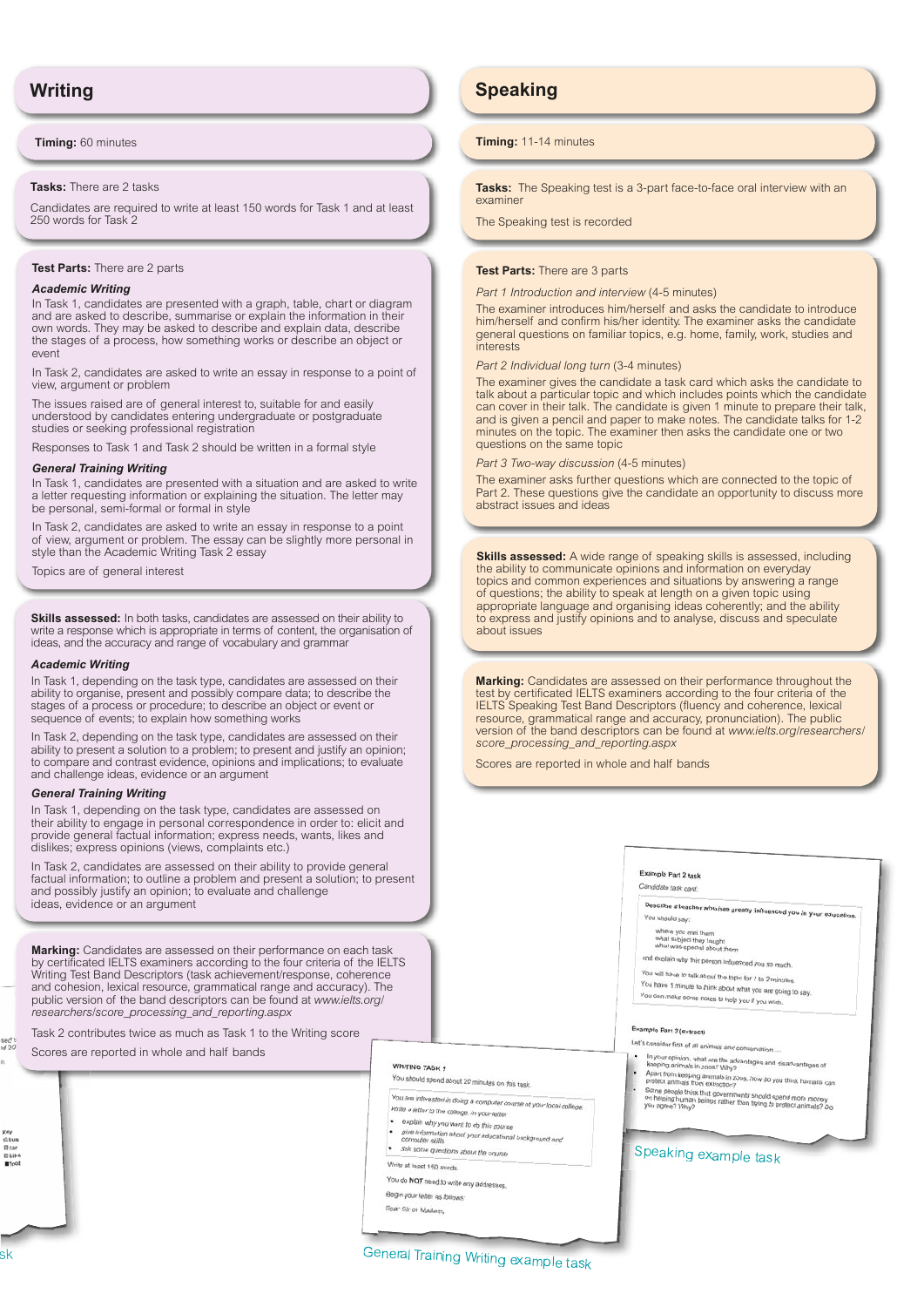## Writing

**Timing:** 60 minutes

**Tasks:** There are 2 tasks

Candidates are required to write at least 150 words for Task 1 and at least 250 words for Task 2

**Test Parts:** There are 2 parts

***Academic Writing***

In Task 1, candidates are presented with a graph, table, chart or diagram and are asked to describe, summarise or explain the information in their own words. They may be asked to describe and explain data, describe the stages of a process, how something works or describe an object or event

In Task 2, candidates are asked to write an essay in response to a point of view, argument or problem

The issues raised are of general interest to, suitable for and easily understood by candidates entering undergraduate or postgraduate studies or seeking professional registration

Responses to Task 1 and Task 2 should be written in a formal style

***General Training Writing***

In Task 1, candidates are presented with a situation and are asked to write a letter requesting information or explaining the situation. The letter may be personal, semi-formal or formal in style

In Task 2, candidates are asked to write an essay in response to a point of view, argument or problem. The essay can be slightly more personal in style than the Academic Writing Task 2 essay

Topics are of general interest

**Skills assessed:** In both tasks, candidates are assessed on their ability to write a response which is appropriate in terms of content, the organisation of ideas, and the accuracy and range of vocabulary and grammar

***Academic Writing***

In Task 1, depending on the task type, candidates are assessed on their ability to organise, present and possibly compare data; to describe the stages of a process or procedure; to describe an object or event or sequence of events; to explain how something works

In Task 2, depending on the task type, candidates are assessed on their ability to present a solution to a problem; to present and justify an opinion; to compare and contrast evidence, opinions and implications; to evaluate and challenge ideas, evidence or an argument

***General Training Writing***

In Task 1, depending on the task type, candidates are assessed on their ability to engage in personal correspondence in order to: elicit and provide general factual information; express needs, wants, likes and dislikes; express opinions (views, complaints etc.)

In Task 2, candidates are assessed on their ability to provide general factual information; to outline a problem and present a solution; to present and possibly justify an opinion; to evaluate and challenge ideas, evidence or an argument

**Marking:** Candidates are assessed on their performance on each task by certificated IELTS examiners according to the four criteria of the IELTS Writing Test Band Descriptors (task achievement/response, coherence and cohesion, lexical resource, grammatical range and accuracy). The public version of the band descriptors can be found at *www.ielts.org/researchers/score_processing_and_reporting.aspx*

Task 2 contributes twice as much as Task 1 to the Writing score

Scores are reported in whole and half bands

## Speaking

**Timing:** 11-14 minutes

**Tasks:** The Speaking test is a 3-part face-to-face oral interview with an examiner

The Speaking test is recorded

**Test Parts:** There are 3 parts

*Part 1 Introduction and interview* (4-5 minutes)

The examiner introduces him/herself and asks the candidate to introduce him/herself and confirm his/her identity. The examiner asks the candidate general questions on familiar topics, e.g. home, family, work, studies and interests

*Part 2 Individual long turn* (3-4 minutes)

The examiner gives the candidate a task card which asks the candidate to talk about a particular topic and which includes points which the candidate can cover in their talk. The candidate is given 1 minute to prepare their talk, and is given a pencil and paper to make notes. The candidate talks for 1-2 minutes on the topic. The examiner then asks the candidate one or two questions on the same topic

*Part 3 Two-way discussion* (4-5 minutes)

The examiner asks further questions which are connected to the topic of Part 2. These questions give the candidate an opportunity to discuss more abstract issues and ideas

**Skills assessed:** A wide range of speaking skills is assessed, including the ability to communicate opinions and information on everyday topics and common experiences and situations by answering a range of questions; the ability to speak at length on a given topic using appropriate language and organising ideas coherently; and the ability to express and justify opinions and to analyse, discuss and speculate about issues

**Marking:** Candidates are assessed on their performance throughout the test by certificated IELTS examiners according to the four criteria of the IELTS Speaking Test Band Descriptors (fluency and coherence, lexical resource, grammatical range and accuracy, pronunciation). The public version of the band descriptors can be found at *www.ielts.org/researchers/score_processing_and_reporting.aspx*

Scores are reported in whole and half bands

Speaking example task

General Training Writing example task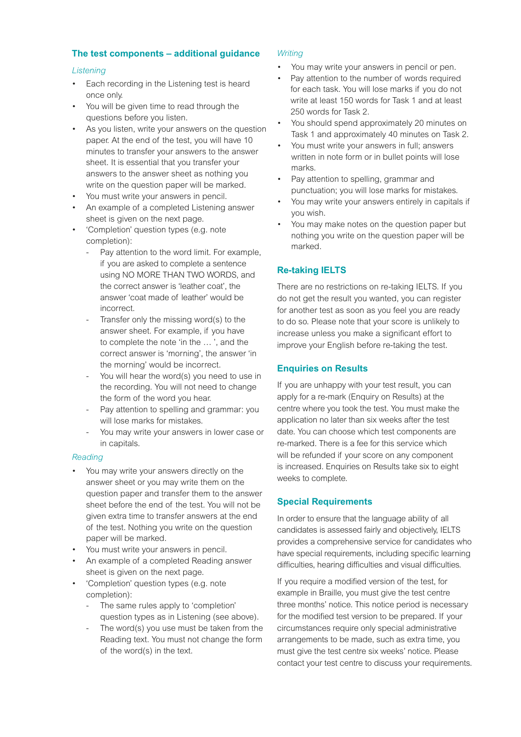## The test components – additional guidance

### *Listening*

- Each recording in the Listening test is heard once only.
- You will be given time to read through the questions before you listen.
- As you listen, write your answers on the question paper. At the end of the test, you will have 10 minutes to transfer your answers to the answer sheet. It is essential that you transfer your answers to the answer sheet as nothing you write on the question paper will be marked.
- You must write your answers in pencil.
- An example of a completed Listening answer sheet is given on the next page.
- 'Completion' question types (e.g. note completion):
  - Pay attention to the word limit. For example, if you are asked to complete a sentence using NO MORE THAN TWO WORDS, and the correct answer is 'leather coat', the answer 'coat made of leather' would be incorrect.
  - Transfer only the missing word(s) to the answer sheet. For example, if you have to complete the note 'in the … ', and the correct answer is 'morning', the answer 'in the morning' would be incorrect.
  - You will hear the word(s) you need to use in the recording. You will not need to change the form of the word you hear.
  - Pay attention to spelling and grammar: you will lose marks for mistakes.
  - You may write your answers in lower case or in capitals.

### *Reading*

- You may write your answers directly on the answer sheet or you may write them on the question paper and transfer them to the answer sheet before the end of the test. You will not be given extra time to transfer answers at the end of the test. Nothing you write on the question paper will be marked.
- You must write your answers in pencil.
- An example of a completed Reading answer sheet is given on the next page.
- 'Completion' question types (e.g. note completion):
  - The same rules apply to 'completion' question types as in Listening (see above).
  - The word(s) you use must be taken from the Reading text. You must not change the form of the word(s) in the text.

### *Writing*

- You may write your answers in pencil or pen.
- Pay attention to the number of words required for each task. You will lose marks if you do not write at least 150 words for Task 1 and at least 250 words for Task 2.
- You should spend approximately 20 minutes on Task 1 and approximately 40 minutes on Task 2.
- You must write your answers in full; answers written in note form or in bullet points will lose marks.
- Pay attention to spelling, grammar and punctuation; you will lose marks for mistakes.
- You may write your answers entirely in capitals if you wish.
- You may make notes on the question paper but nothing you write on the question paper will be marked.

## Re-taking IELTS

There are no restrictions on re-taking IELTS. If you do not get the result you wanted, you can register for another test as soon as you feel you are ready to do so. Please note that your score is unlikely to increase unless you make a significant effort to improve your English before re-taking the test.

## Enquiries on Results

If you are unhappy with your test result, you can apply for a re-mark (Enquiry on Results) at the centre where you took the test. You must make the application no later than six weeks after the test date. You can choose which test components are re-marked. There is a fee for this service which will be refunded if your score on any component is increased. Enquiries on Results take six to eight weeks to complete.

## Special Requirements

In order to ensure that the language ability of all candidates is assessed fairly and objectively, IELTS provides a comprehensive service for candidates who have special requirements, including specific learning difficulties, hearing difficulties and visual difficulties.

If you require a modified version of the test, for example in Braille, you must give the test centre three months' notice. This notice period is necessary for the modified test version to be prepared. If your circumstances require only special administrative arrangements to be made, such as extra time, you must give the test centre six weeks' notice. Please contact your test centre to discuss your requirements.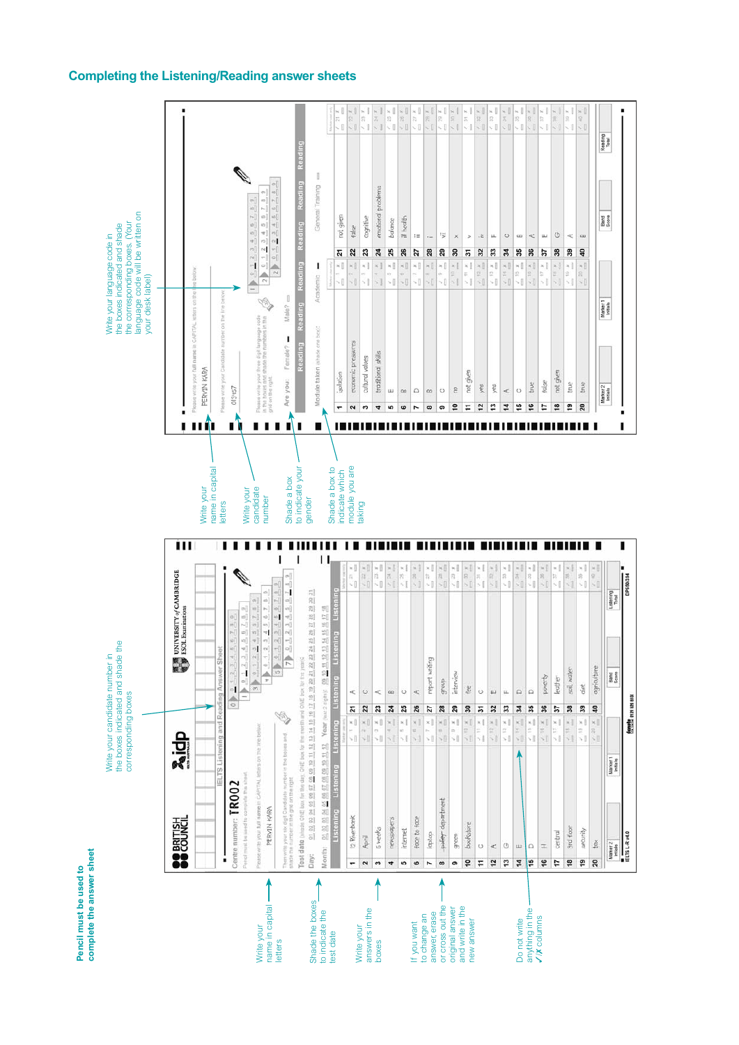## Completing the Listening/Reading answer sheets

**Pencil must be used to complete the answer sheet**

- Write your name in capital letters
- Shade the boxes to indicate the test date
- Write your answers in the boxes
- If you want to change an answer, erase or cross out the original answer and write in the new answer
- Do not write anything in the ✓/x columns
- Write your candidate number in the boxes indicated and shade the corresponding boxes

- Write your name in capital letters
- Write your candidate number
- Shade a box to indicate your gender
- Shade a box to indicate which module you are taking
- Write your language code in the boxes indicated and shade the corresponding boxes. (Your language code will be written on your desk label)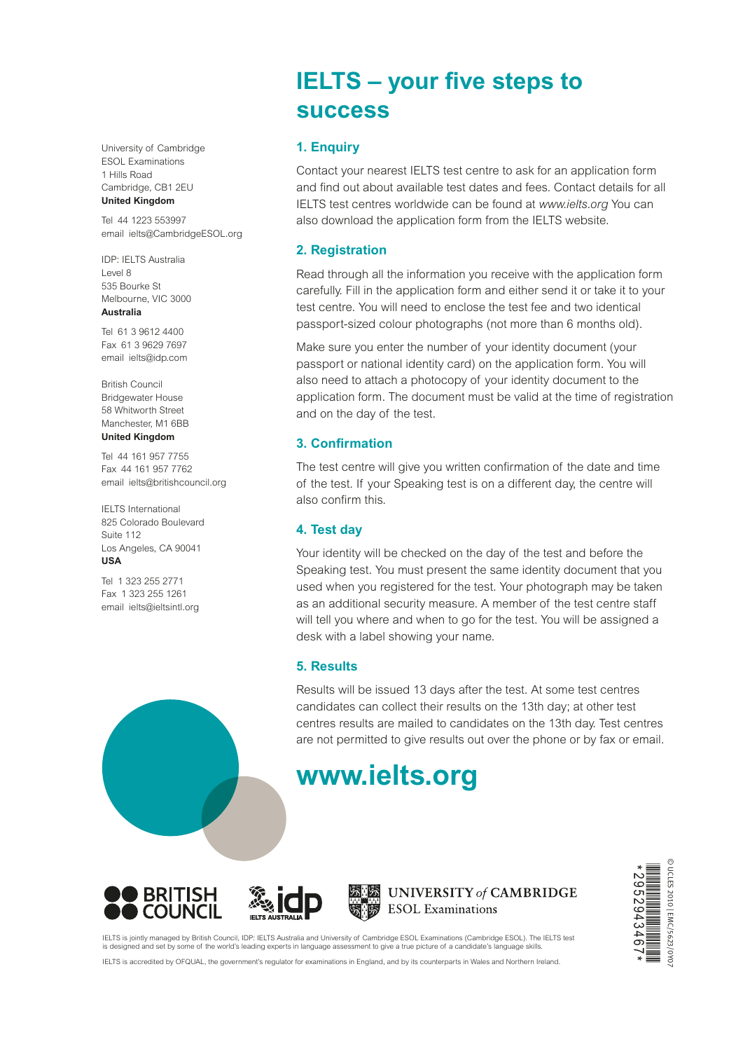# IELTS – your five steps to success

University of Cambridge
ESOL Examinations
1 Hills Road
Cambridge, CB1 2EU
**United Kingdom**

Tel 44 1223 553997
email ielts@CambridgeESOL.org

IDP: IELTS Australia
Level 8
535 Bourke St
Melbourne, VIC 3000
**Australia**

Tel 61 3 9612 4400
Fax 61 3 9629 7697
email ielts@idp.com

British Council
Bridgewater House
58 Whitworth Street
Manchester, M1 6BB
**United Kingdom**

Tel 44 161 957 7755
Fax 44 161 957 7762
email ielts@britishcouncil.org

IELTS International
825 Colorado Boulevard
Suite 112
Los Angeles, CA 90041
**USA**

Tel 1 323 255 2771
Fax 1 323 255 1261
email ielts@ieltsintl.org

## 1. Enquiry

Contact your nearest IELTS test centre to ask for an application form and find out about available test dates and fees. Contact details for all IELTS test centres worldwide can be found at *www.ielts.org* You can also download the application form from the IELTS website.

## 2. Registration

Read through all the information you receive with the application form carefully. Fill in the application form and either send it or take it to your test centre. You will need to enclose the test fee and two identical passport-sized colour photographs (not more than 6 months old).

Make sure you enter the number of your identity document (your passport or national identity card) on the application form. You will also need to attach a photocopy of your identity document to the application form. The document must be valid at the time of registration and on the day of the test.

## 3. Confirmation

The test centre will give you written confirmation of the date and time of the test. If your Speaking test is on a different day, the centre will also confirm this.

## 4. Test day

Your identity will be checked on the day of the test and before the Speaking test. You must present the same identity document that you used when you registered for the test. Your photograph may be taken as an additional security measure. A member of the test centre staff will tell you where and when to go for the test. You will be assigned a desk with a label showing your name.

## 5. Results

Results will be issued 13 days after the test. At some test centres candidates can collect their results on the 13th day; at other test centres results are mailed to candidates on the 13th day. Test centres are not permitted to give results out over the phone or by fax or email.

## www.ielts.org

BRITISH COUNCIL | idp IELTS AUSTRALIA | UNIVERSITY of CAMBRIDGE ESOL Examinations

IELTS is jointly managed by British Council, IDP: IELTS Australia and University of Cambridge ESOL Examinations (Cambridge ESOL). The IELTS test is designed and set by some of the world's leading experts in language assessment to give a true picture of a candidate's language skills.

IELTS is accredited by OFQUAL, the government's regulator for examinations in England, and by its counterparts in Wales and Northern Ireland.

© UCLES 2010 | EMC/5623/0Y07

*2952943467*